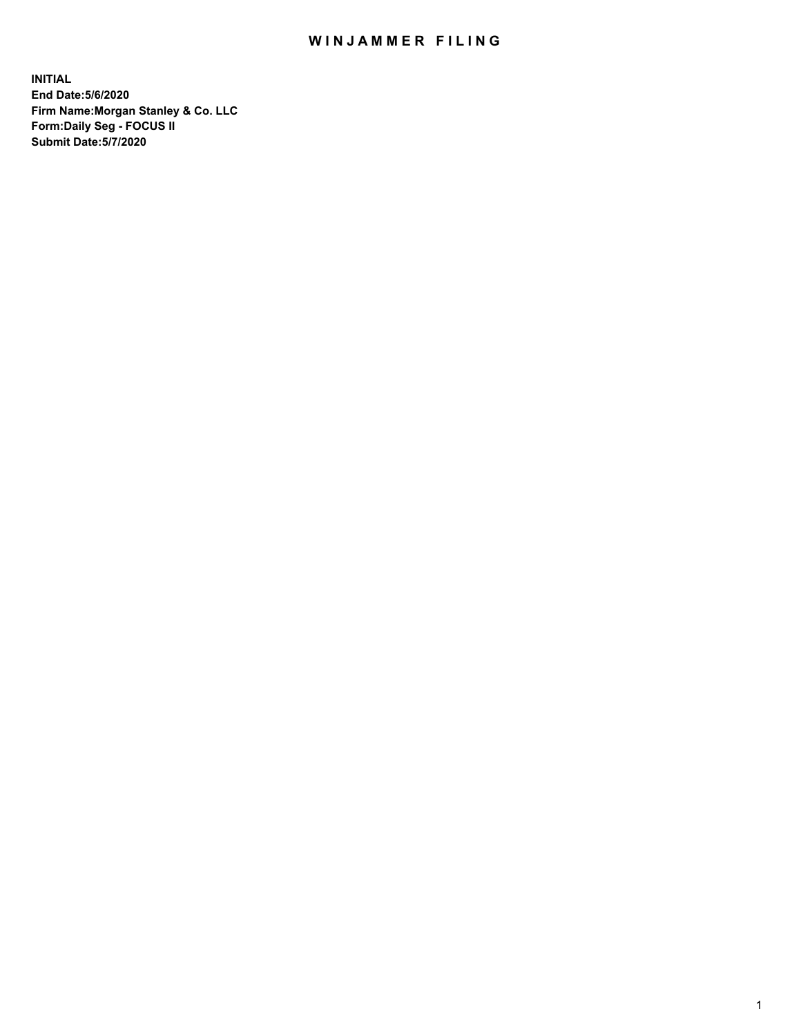# WINJAMMER FILING

**INITIAL**
**End Date:5/6/2020**
**Firm Name:Morgan Stanley & Co. LLC**
**Form:Daily Seg - FOCUS II**
**Submit Date:5/7/2020**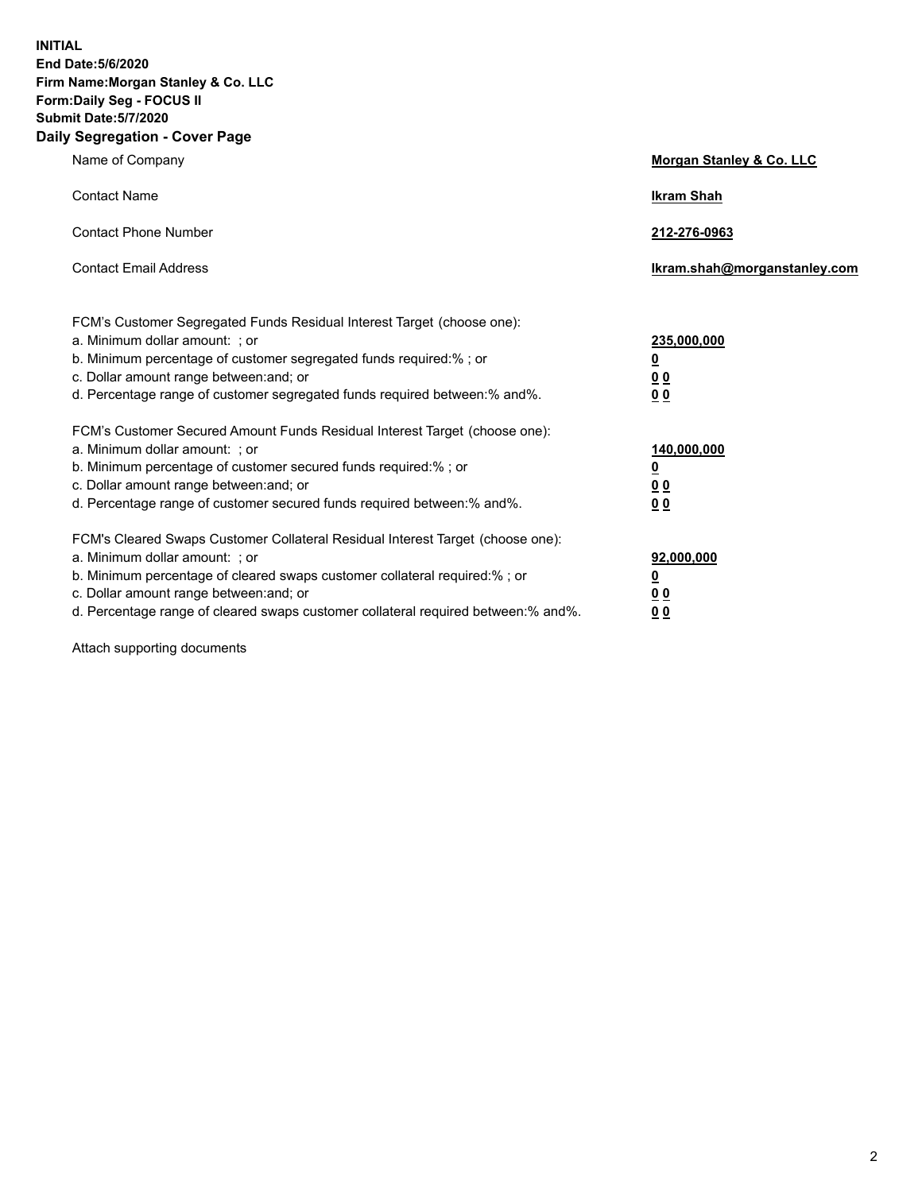**INITIAL**
**End Date:5/6/2020**
**Firm Name:Morgan Stanley & Co. LLC**
**Form:Daily Seg - FOCUS II**
**Submit Date:5/7/2020**

## Daily Segregation - Cover Page

| | |
|---|---|
| Name of Company | **Morgan Stanley & Co. LLC** |
| Contact Name | **Ikram Shah** |
| Contact Phone Number | **212-276-0963** |
| Contact Email Address | **Ikram.shah@morganstanley.com** |

| | |
|---|---|
| FCM's Customer Segregated Funds Residual Interest Target (choose one): | |
| a. Minimum dollar amount: ; or | **235,000,000** |
| b. Minimum percentage of customer segregated funds required:% ; or | **0** |
| c. Dollar amount range between:and; or | **0 0** |
| d. Percentage range of customer segregated funds required between:% and%. | **0 0** |
| FCM's Customer Secured Amount Funds Residual Interest Target (choose one): | |
| a. Minimum dollar amount: ; or | **140,000,000** |
| b. Minimum percentage of customer secured funds required:% ; or | **0** |
| c. Dollar amount range between:and; or | **0 0** |
| d. Percentage range of customer secured funds required between:% and%. | **0 0** |
| FCM's Cleared Swaps Customer Collateral Residual Interest Target (choose one): | |
| a. Minimum dollar amount: ; or | **92,000,000** |
| b. Minimum percentage of cleared swaps customer collateral required:% ; or | **0** |
| c. Dollar amount range between:and; or | **0 0** |
| d. Percentage range of cleared swaps customer collateral required between:% and%. | **0 0** |

Attach supporting documents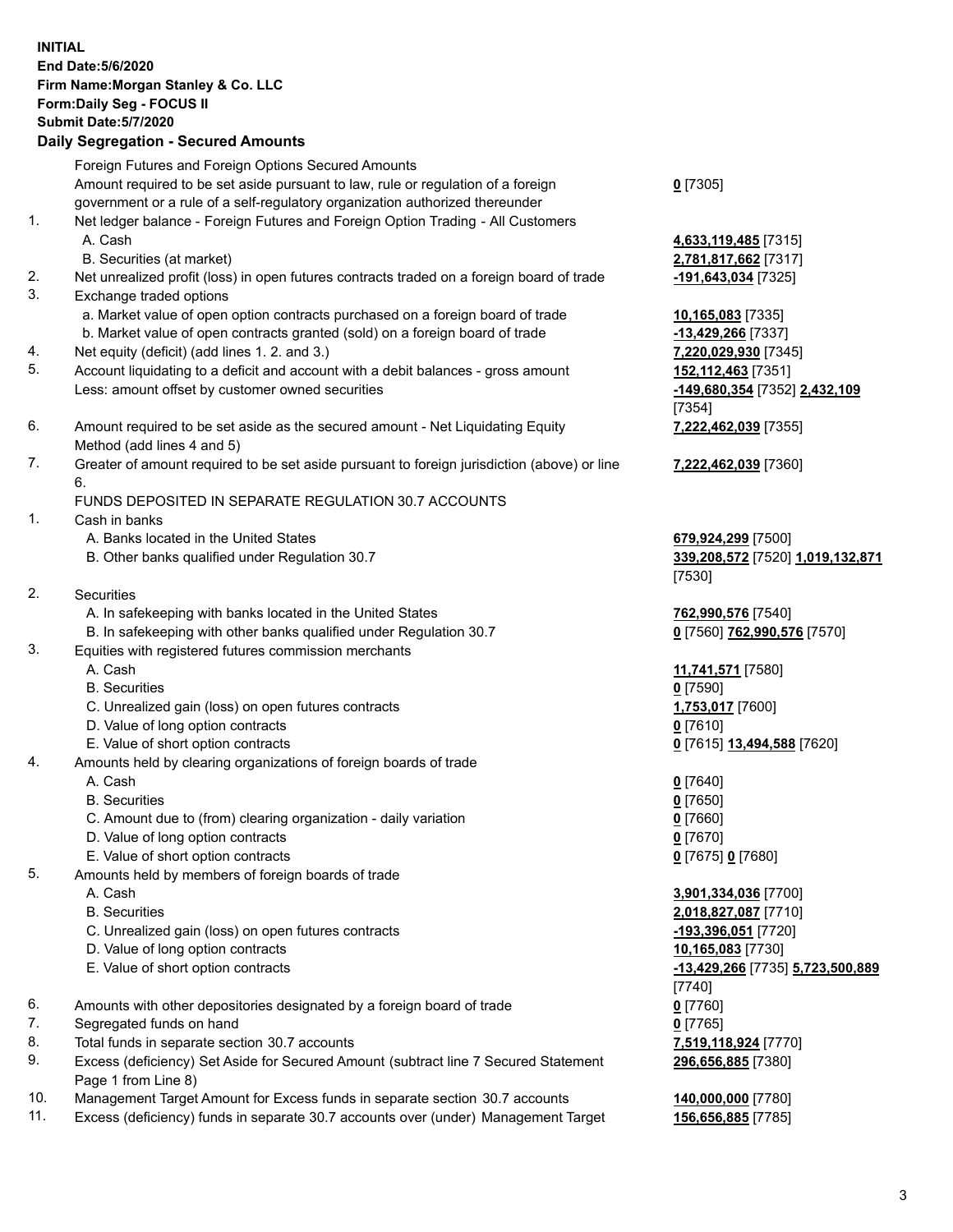**INITIAL**
**End Date:5/6/2020**
**Firm Name:Morgan Stanley & Co. LLC**
**Form:Daily Seg - FOCUS II**
**Submit Date:5/7/2020**

**Daily Segregation - Secured Amounts**

| | | |
|---|---|---|
| | Foreign Futures and Foreign Options Secured Amounts | |
| | Amount required to be set aside pursuant to law, rule or regulation of a foreign government or a rule of a self-regulatory organization authorized thereunder | **0** [7305] |
| 1. | Net ledger balance - Foreign Futures and Foreign Option Trading - All Customers | |
| | A. Cash | **4,633,119,485** [7315] |
| | B. Securities (at market) | **2,781,817,662** [7317] |
| 2. | Net unrealized profit (loss) in open futures contracts traded on a foreign board of trade | **-191,643,034** [7325] |
| 3. | Exchange traded options | |
| | a. Market value of open option contracts purchased on a foreign board of trade | **10,165,083** [7335] |
| | b. Market value of open contracts granted (sold) on a foreign board of trade | **-13,429,266** [7337] |
| 4. | Net equity (deficit) (add lines 1. 2. and 3.) | **7,220,029,930** [7345] |
| 5. | Account liquidating to a deficit and account with a debit balances - gross amount | **152,112,463** [7351] |
| | Less: amount offset by customer owned securities | **-149,680,354** [7352] **2,432,109** [7354] |
| 6. | Amount required to be set aside as the secured amount - Net Liquidating Equity Method (add lines 4 and 5) | **7,222,462,039** [7355] |
| 7. | Greater of amount required to be set aside pursuant to foreign jurisdiction (above) or line 6. | **7,222,462,039** [7360] |
| | FUNDS DEPOSITED IN SEPARATE REGULATION 30.7 ACCOUNTS | |
| 1. | Cash in banks | |
| | A. Banks located in the United States | **679,924,299** [7500] |
| | B. Other banks qualified under Regulation 30.7 | **339,208,572** [7520] **1,019,132,871** [7530] |
| 2. | Securities | |
| | A. In safekeeping with banks located in the United States | **762,990,576** [7540] |
| | B. In safekeeping with other banks qualified under Regulation 30.7 | **0** [7560] **762,990,576** [7570] |
| 3. | Equities with registered futures commission merchants | |
| | A. Cash | **11,741,571** [7580] |
| | B. Securities | **0** [7590] |
| | C. Unrealized gain (loss) on open futures contracts | **1,753,017** [7600] |
| | D. Value of long option contracts | **0** [7610] |
| | E. Value of short option contracts | **0** [7615] **13,494,588** [7620] |
| 4. | Amounts held by clearing organizations of foreign boards of trade | |
| | A. Cash | **0** [7640] |
| | B. Securities | **0** [7650] |
| | C. Amount due to (from) clearing organization - daily variation | **0** [7660] |
| | D. Value of long option contracts | **0** [7670] |
| | E. Value of short option contracts | **0** [7675] **0** [7680] |
| 5. | Amounts held by members of foreign boards of trade | |
| | A. Cash | **3,901,334,036** [7700] |
| | B. Securities | **2,018,827,087** [7710] |
| | C. Unrealized gain (loss) on open futures contracts | **-193,396,051** [7720] |
| | D. Value of long option contracts | **10,165,083** [7730] |
| | E. Value of short option contracts | **-13,429,266** [7735] **5,723,500,889** [7740] |
| 6. | Amounts with other depositories designated by a foreign board of trade | **0** [7760] |
| 7. | Segregated funds on hand | **0** [7765] |
| 8. | Total funds in separate section 30.7 accounts | **7,519,118,924** [7770] |
| 9. | Excess (deficiency) Set Aside for Secured Amount (subtract line 7 Secured Statement Page 1 from Line 8) | **296,656,885** [7380] |
| 10. | Management Target Amount for Excess funds in separate section 30.7 accounts | **140,000,000** [7780] |
| 11. | Excess (deficiency) funds in separate 30.7 accounts over (under) Management Target | **156,656,885** [7785] |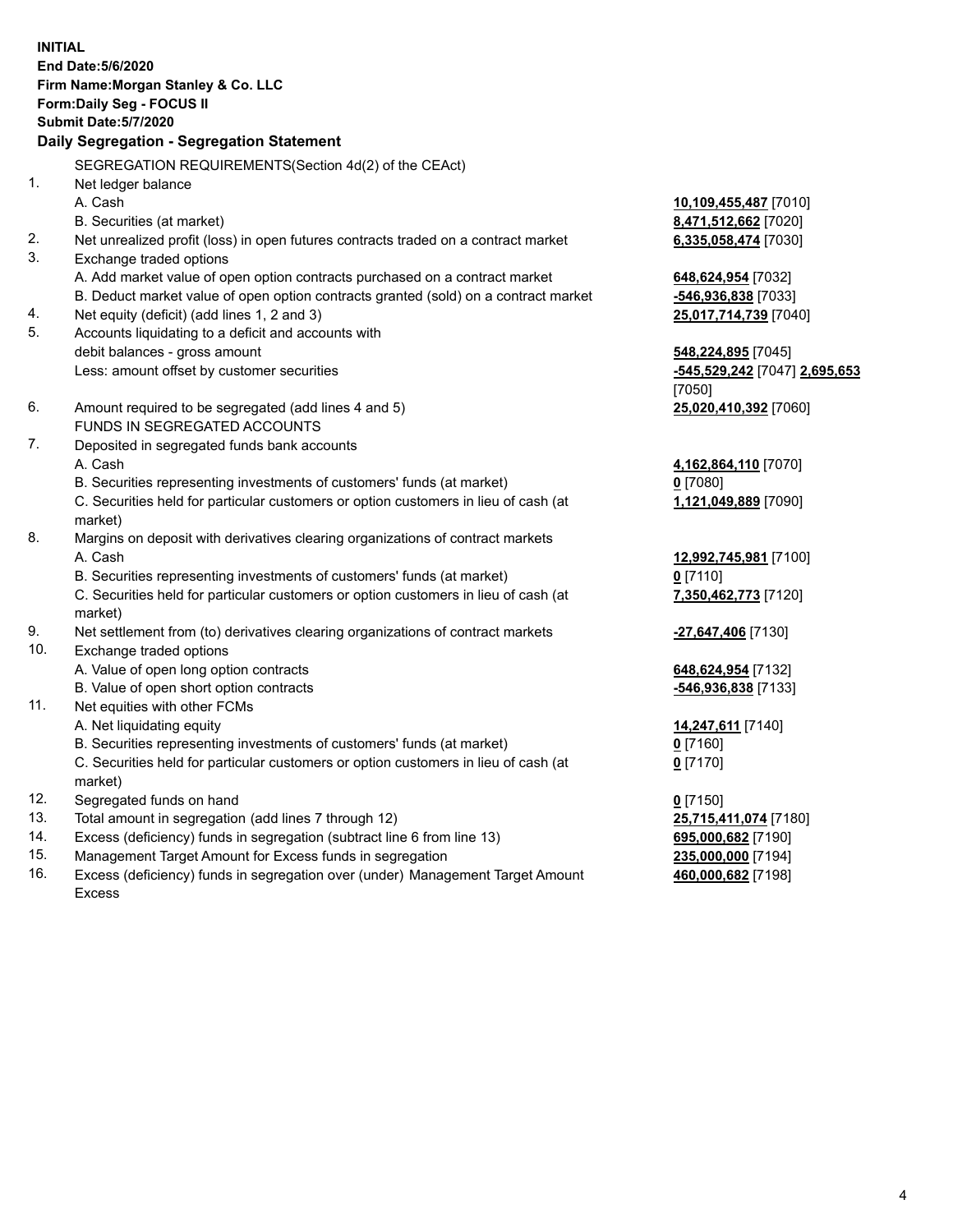**INITIAL**
**End Date:5/6/2020**
**Firm Name:Morgan Stanley & Co. LLC**
**Form:Daily Seg - FOCUS II**
**Submit Date:5/7/2020**

**Daily Segregation - Segregation Statement**

| | | |
|---|---|---|
| | SEGREGATION REQUIREMENTS(Section 4d(2) of the CEAct) | |
| 1. | Net ledger balance | |
| | A. Cash | **10,109,455,487** [7010] |
| | B. Securities (at market) | **8,471,512,662** [7020] |
| 2. | Net unrealized profit (loss) in open futures contracts traded on a contract market | **6,335,058,474** [7030] |
| 3. | Exchange traded options | |
| | A. Add market value of open option contracts purchased on a contract market | **648,624,954** [7032] |
| | B. Deduct market value of open option contracts granted (sold) on a contract market | **-546,936,838** [7033] |
| 4. | Net equity (deficit) (add lines 1, 2 and 3) | **25,017,714,739** [7040] |
| 5. | Accounts liquidating to a deficit and accounts with debit balances - gross amount | **548,224,895** [7045] |
| | Less: amount offset by customer securities | **-545,529,242** [7047] **2,695,653** [7050] |
| 6. | Amount required to be segregated (add lines 4 and 5) | **25,020,410,392** [7060] |
| | FUNDS IN SEGREGATED ACCOUNTS | |
| 7. | Deposited in segregated funds bank accounts | |
| | A. Cash | **4,162,864,110** [7070] |
| | B. Securities representing investments of customers' funds (at market) | **0** [7080] |
| | C. Securities held for particular customers or option customers in lieu of cash (at market) | **1,121,049,889** [7090] |
| 8. | Margins on deposit with derivatives clearing organizations of contract markets | |
| | A. Cash | **12,992,745,981** [7100] |
| | B. Securities representing investments of customers' funds (at market) | **0** [7110] |
| | C. Securities held for particular customers or option customers in lieu of cash (at market) | **7,350,462,773** [7120] |
| 9. | Net settlement from (to) derivatives clearing organizations of contract markets | **-27,647,406** [7130] |
| 10. | Exchange traded options | |
| | A. Value of open long option contracts | **648,624,954** [7132] |
| | B. Value of open short option contracts | **-546,936,838** [7133] |
| 11. | Net equities with other FCMs | |
| | A. Net liquidating equity | **14,247,611** [7140] |
| | B. Securities representing investments of customers' funds (at market) | **0** [7160] |
| | C. Securities held for particular customers or option customers in lieu of cash (at market) | **0** [7170] |
| 12. | Segregated funds on hand | **0** [7150] |
| 13. | Total amount in segregation (add lines 7 through 12) | **25,715,411,074** [7180] |
| 14. | Excess (deficiency) funds in segregation (subtract line 6 from line 13) | **695,000,682** [7190] |
| 15. | Management Target Amount for Excess funds in segregation | **235,000,000** [7194] |
| 16. | Excess (deficiency) funds in segregation over (under) Management Target Amount Excess | **460,000,682** [7198] |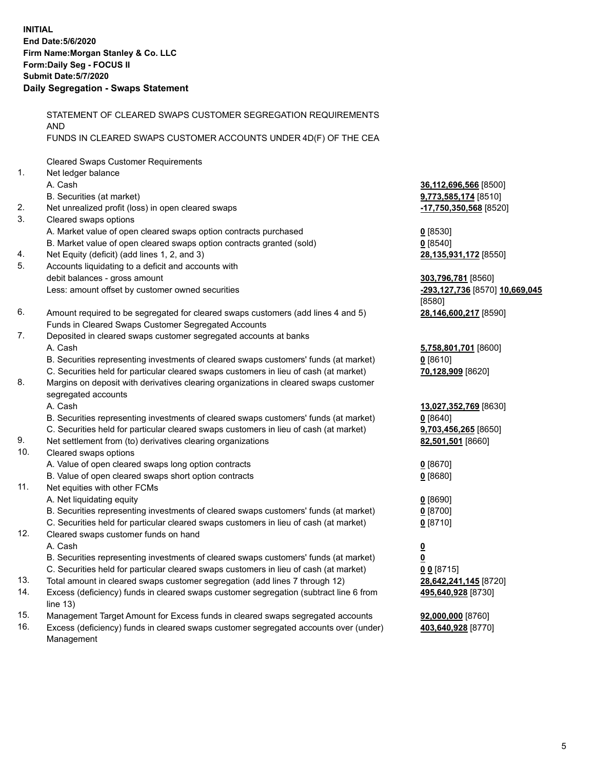**INITIAL**
**End Date:5/6/2020**
**Firm Name:Morgan Stanley & Co. LLC**
**Form:Daily Seg - FOCUS II**
**Submit Date:5/7/2020**
**Daily Segregation - Swaps Statement**

STATEMENT OF CLEARED SWAPS CUSTOMER SEGREGATION REQUIREMENTS AND FUNDS IN CLEARED SWAPS CUSTOMER ACCOUNTS UNDER 4D(F) OF THE CEA

| | | |
|---|---|---|
| | Cleared Swaps Customer Requirements | |
| 1. | Net ledger balance | |
| | A. Cash | **36,112,696,566** [8500] |
| | B. Securities (at market) | **9,773,585,174** [8510] |
| 2. | Net unrealized profit (loss) in open cleared swaps | **-17,750,350,568** [8520] |
| 3. | Cleared swaps options | |
| | A. Market value of open cleared swaps option contracts purchased | **0** [8530] |
| | B. Market value of open cleared swaps option contracts granted (sold) | **0** [8540] |
| 4. | Net Equity (deficit) (add lines 1, 2, and 3) | **28,135,931,172** [8550] |
| 5. | Accounts liquidating to a deficit and accounts with debit balances - gross amount | **303,796,781** [8560] |
| | Less: amount offset by customer owned securities | **-293,127,736** [8570] **10,669,045** [8580] |
| 6. | Amount required to be segregated for cleared swaps customers (add lines 4 and 5) | **28,146,600,217** [8590] |
| | Funds in Cleared Swaps Customer Segregated Accounts | |
| 7. | Deposited in cleared swaps customer segregated accounts at banks | |
| | A. Cash | **5,758,801,701** [8600] |
| | B. Securities representing investments of cleared swaps customers' funds (at market) | **0** [8610] |
| | C. Securities held for particular cleared swaps customers in lieu of cash (at market) | **70,128,909** [8620] |
| 8. | Margins on deposit with derivatives clearing organizations in cleared swaps customer segregated accounts | |
| | A. Cash | **13,027,352,769** [8630] |
| | B. Securities representing investments of cleared swaps customers' funds (at market) | **0** [8640] |
| | C. Securities held for particular cleared swaps customers in lieu of cash (at market) | **9,703,456,265** [8650] |
| 9. | Net settlement from (to) derivatives clearing organizations | **82,501,501** [8660] |
| 10. | Cleared swaps options | |
| | A. Value of open cleared swaps long option contracts | **0** [8670] |
| | B. Value of open cleared swaps short option contracts | **0** [8680] |
| 11. | Net equities with other FCMs | |
| | A. Net liquidating equity | **0** [8690] |
| | B. Securities representing investments of cleared swaps customers' funds (at market) | **0** [8700] |
| | C. Securities held for particular cleared swaps customers in lieu of cash (at market) | **0** [8710] |
| 12. | Cleared swaps customer funds on hand | |
| | A. Cash | **0** |
| | B. Securities representing investments of cleared swaps customers' funds (at market) | **0** |
| | C. Securities held for particular cleared swaps customers in lieu of cash (at market) | **0** **0** [8715] |
| 13. | Total amount in cleared swaps customer segregation (add lines 7 through 12) | **28,642,241,145** [8720] |
| 14. | Excess (deficiency) funds in cleared swaps customer segregation (subtract line 6 from line 13) | **495,640,928** [8730] |
| 15. | Management Target Amount for Excess funds in cleared swaps segregated accounts | **92,000,000** [8760] |
| 16. | Excess (deficiency) funds in cleared swaps customer segregated accounts over (under) Management | **403,640,928** [8770] |